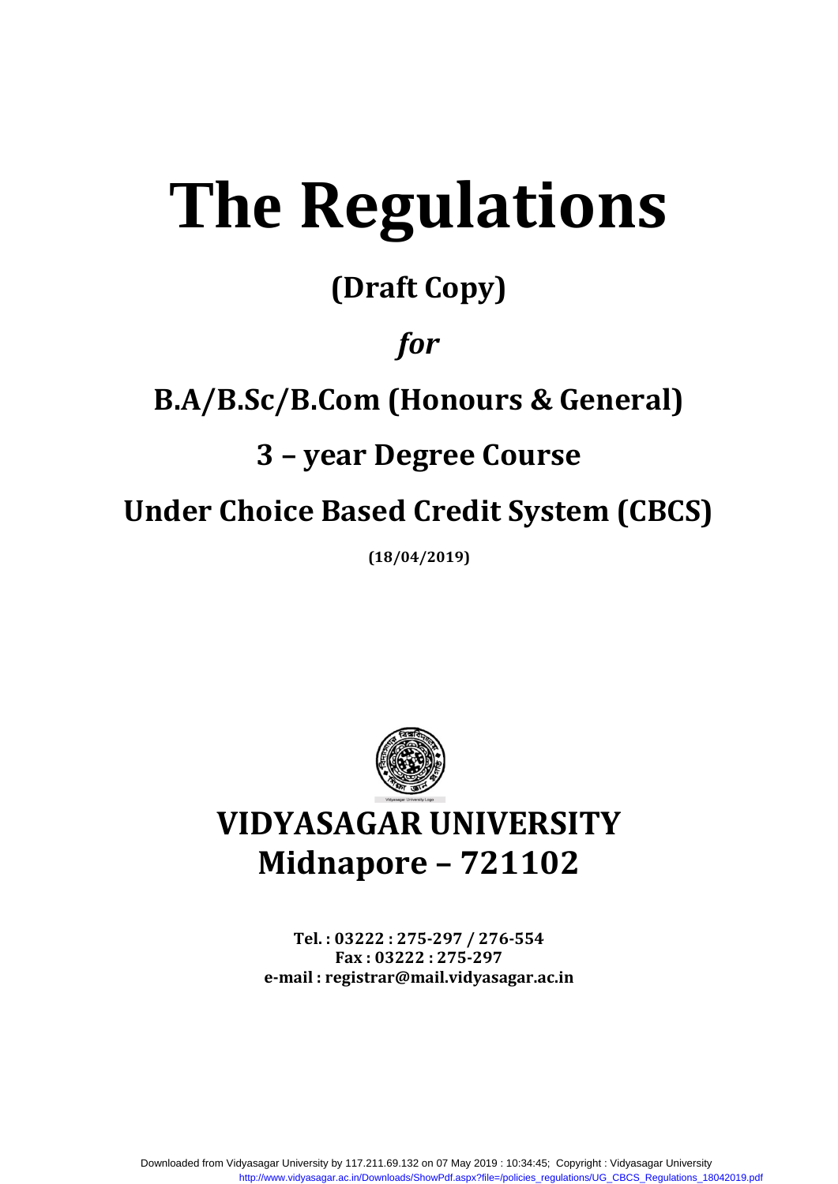# The Regulations

## (Draft Copy)

## *for*

## B.A/B.Sc/B.Com (Honours & General)

## 3 – year Degree Course

## Under Choice Based Credit System (CBCS)

**(18/04/2019)**

Vidyasagar University Logo

# VIDYASAGAR UNIVERSITY
# Midnapore – 721102

**Tel. : 03222 : 275-297 / 276-554**
**Fax : 03222 : 275-297**
**e-mail : registrar@mail.vidyasagar.ac.in**

Downloaded from Vidyasagar University by 117.211.69.132 on 07 May 2019 : 10:34:45; Copyright : Vidyasagar University
http://www.vidyasagar.ac.in/Downloads/ShowPdf.aspx?file=/policies_regulations/UG_CBCS_Regulations_18042019.pdf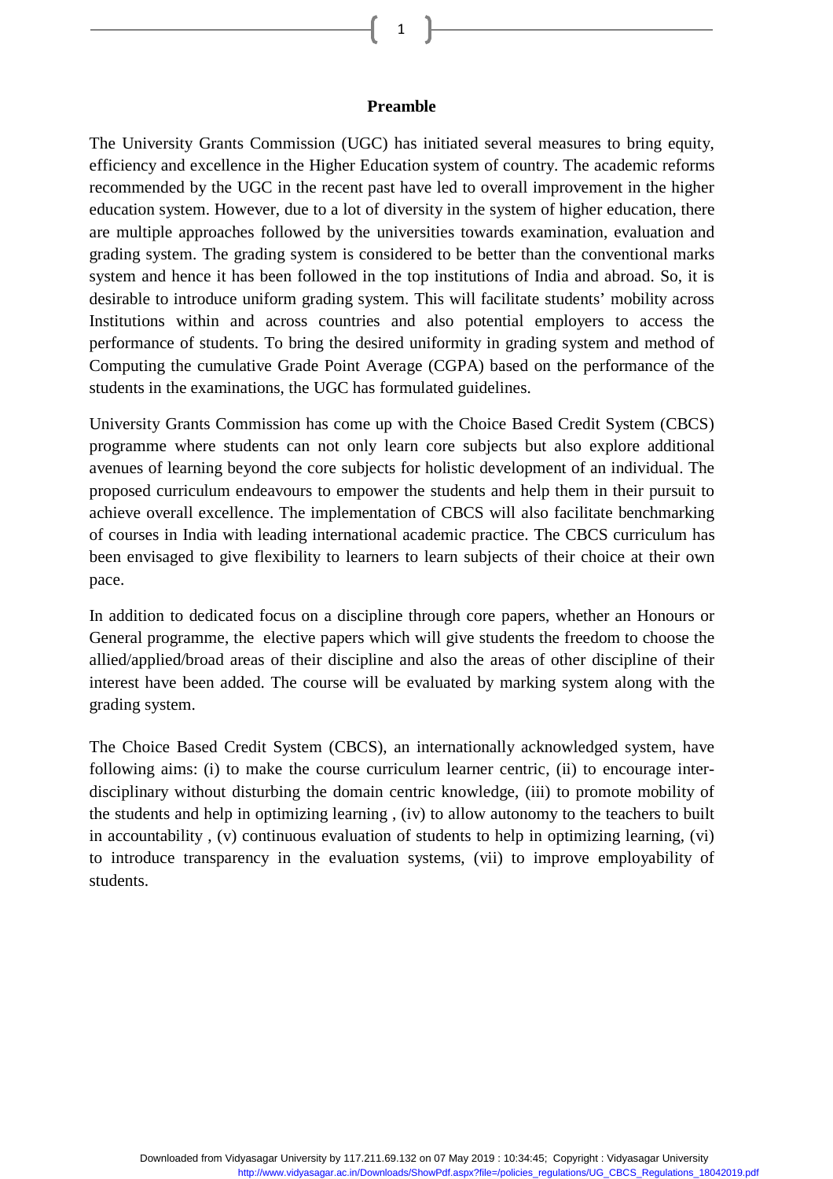## Preamble

The University Grants Commission (UGC) has initiated several measures to bring equity, efficiency and excellence in the Higher Education system of country. The academic reforms recommended by the UGC in the recent past have led to overall improvement in the higher education system. However, due to a lot of diversity in the system of higher education, there are multiple approaches followed by the universities towards examination, evaluation and grading system. The grading system is considered to be better than the conventional marks system and hence it has been followed in the top institutions of India and abroad. So, it is desirable to introduce uniform grading system. This will facilitate students' mobility across Institutions within and across countries and also potential employers to access the performance of students. To bring the desired uniformity in grading system and method of Computing the cumulative Grade Point Average (CGPA) based on the performance of the students in the examinations, the UGC has formulated guidelines.

University Grants Commission has come up with the Choice Based Credit System (CBCS) programme where students can not only learn core subjects but also explore additional avenues of learning beyond the core subjects for holistic development of an individual. The proposed curriculum endeavours to empower the students and help them in their pursuit to achieve overall excellence. The implementation of CBCS will also facilitate benchmarking of courses in India with leading international academic practice. The CBCS curriculum has been envisaged to give flexibility to learners to learn subjects of their choice at their own pace.

In addition to dedicated focus on a discipline through core papers, whether an Honours or General programme, the elective papers which will give students the freedom to choose the allied/applied/broad areas of their discipline and also the areas of other discipline of their interest have been added. The course will be evaluated by marking system along with the grading system.

The Choice Based Credit System (CBCS), an internationally acknowledged system, have following aims: (i) to make the course curriculum learner centric, (ii) to encourage inter-disciplinary without disturbing the domain centric knowledge, (iii) to promote mobility of the students and help in optimizing learning , (iv) to allow autonomy to the teachers to built in accountability , (v) continuous evaluation of students to help in optimizing learning, (vi) to introduce transparency in the evaluation systems, (vii) to improve employability of students.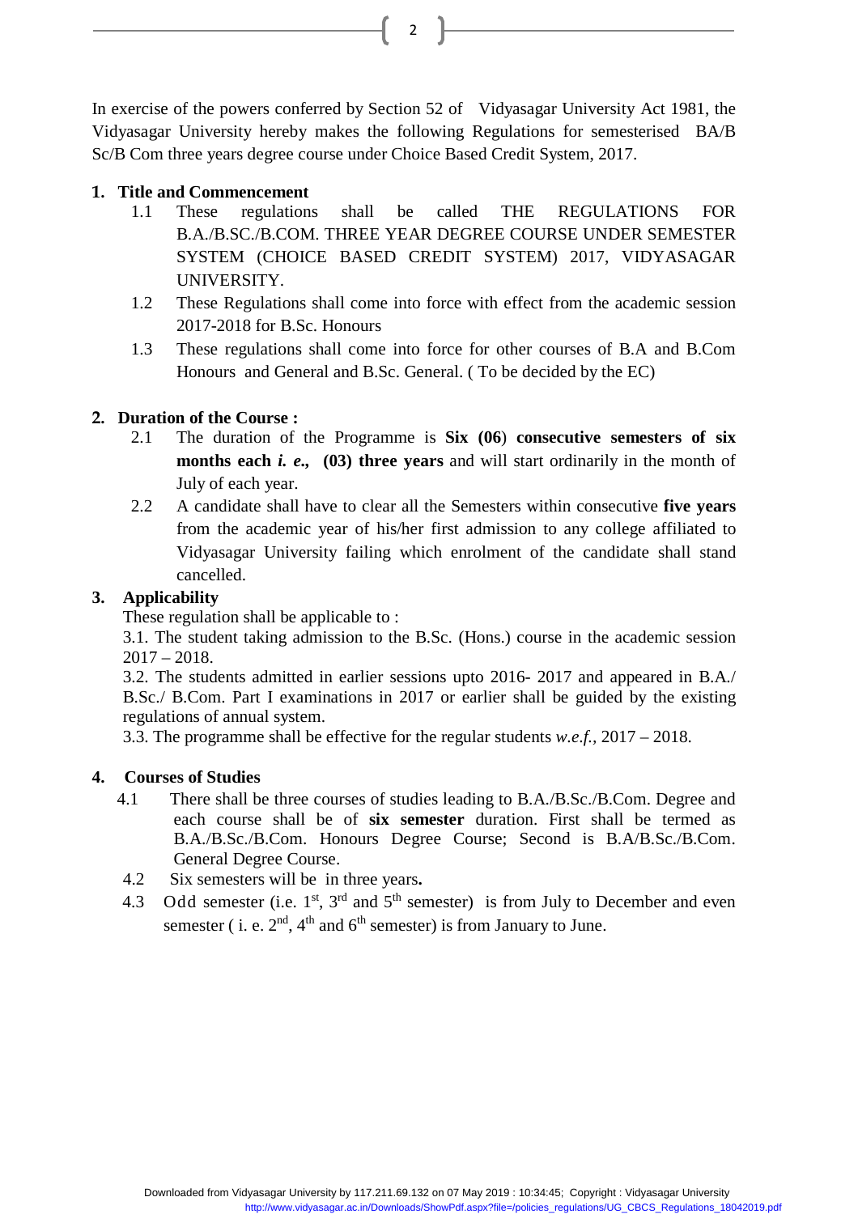In exercise of the powers conferred by Section 52 of Vidyasagar University Act 1981, the Vidyasagar University hereby makes the following Regulations for semesterised BA/B Sc/B Com three years degree course under Choice Based Credit System, 2017.

1. **Title and Commencement**
   - 1.1 These regulations shall be called THE REGULATIONS FOR B.A./B.SC./B.COM. THREE YEAR DEGREE COURSE UNDER SEMESTER SYSTEM (CHOICE BASED CREDIT SYSTEM) 2017, VIDYASAGAR UNIVERSITY.
   - 1.2 These Regulations shall come into force with effect from the academic session 2017-2018 for B.Sc. Honours
   - 1.3 These regulations shall come into force for other courses of B.A and B.Com Honours and General and B.Sc. General. ( To be decided by the EC)

2. **Duration of the Course :**
   - 2.1 The duration of the Programme is **Six (06)** **consecutive semesters of six months each *i. e.*, (03) three years** and will start ordinarily in the month of July of each year.
   - 2.2 A candidate shall have to clear all the Semesters within consecutive **five years** from the academic year of his/her first admission to any college affiliated to Vidyasagar University failing which enrolment of the candidate shall stand cancelled.

3. **Applicability**

   These regulation shall be applicable to :

   3.1. The student taking admission to the B.Sc. (Hons.) course in the academic session 2017 – 2018.

   3.2. The students admitted in earlier sessions upto 2016- 2017 and appeared in B.A./ B.Sc./ B.Com. Part I examinations in 2017 or earlier shall be guided by the existing regulations of annual system.

   3.3. The programme shall be effective for the regular students *w.e.f.,* 2017 – 2018.

4. **Courses of Studies**
   - 4.1 There shall be three courses of studies leading to B.A./B.Sc./B.Com. Degree and each course shall be of **six semester** duration. First shall be termed as B.A./B.Sc./B.Com. Honours Degree Course; Second is B.A/B.Sc./B.Com. General Degree Course.
   - 4.2 Six semesters will be in three years**.**
   - 4.3 Odd semester (i.e. 1st, 3rd and 5th semester) is from July to December and even semester ( i. e. 2nd, 4th and 6th semester) is from January to June.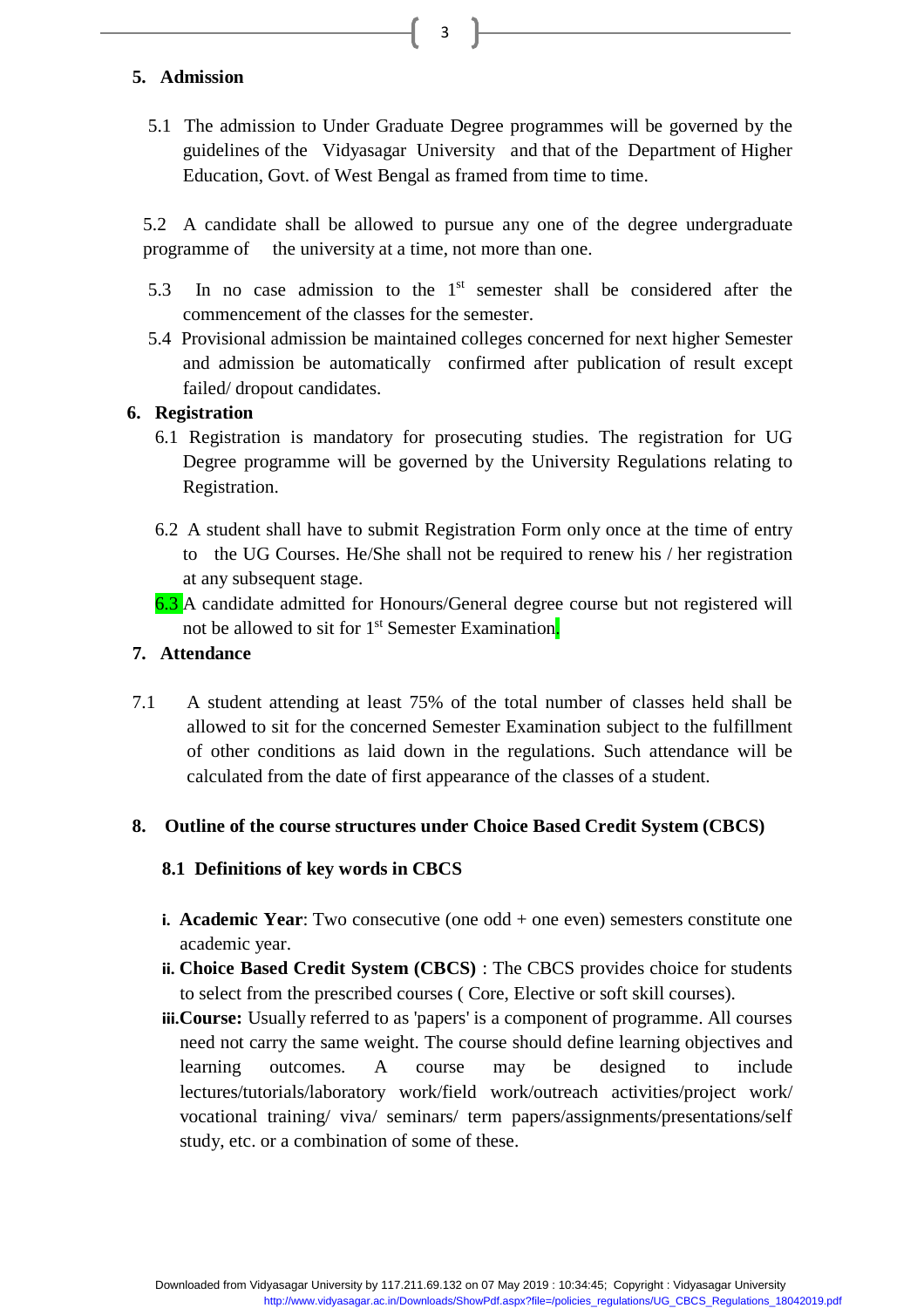## 5. Admission

5.1 The admission to Under Graduate Degree programmes will be governed by the guidelines of the Vidyasagar University and that of the Department of Higher Education, Govt. of West Bengal as framed from time to time.

5.2 A candidate shall be allowed to pursue any one of the degree undergraduate programme of the university at a time, not more than one.

5.3 In no case admission to the 1st semester shall be considered after the commencement of the classes for the semester.

5.4 Provisional admission be maintained colleges concerned for next higher Semester and admission be automatically confirmed after publication of result except failed/ dropout candidates.

## 6. Registration

6.1 Registration is mandatory for prosecuting studies. The registration for UG Degree programme will be governed by the University Regulations relating to Registration.

6.2 A student shall have to submit Registration Form only once at the time of entry to the UG Courses. He/She shall not be required to renew his / her registration at any subsequent stage.

6.3 A candidate admitted for Honours/General degree course but not registered will not be allowed to sit for 1st Semester Examination.

## 7. Attendance

7.1 A student attending at least 75% of the total number of classes held shall be allowed to sit for the concerned Semester Examination subject to the fulfillment of other conditions as laid down in the regulations. Such attendance will be calculated from the date of first appearance of the classes of a student.

## 8. Outline of the course structures under Choice Based Credit System (CBCS)

### 8.1 Definitions of key words in CBCS

i. **Academic Year**: Two consecutive (one odd + one even) semesters constitute one academic year.

ii. **Choice Based Credit System (CBCS)** : The CBCS provides choice for students to select from the prescribed courses ( Core, Elective or soft skill courses).

iii. **Course:** Usually referred to as 'papers' is a component of programme. All courses need not carry the same weight. The course should define learning objectives and learning outcomes. A course may be designed to include lectures/tutorials/laboratory work/field work/outreach activities/project work/ vocational training/ viva/ seminars/ term papers/assignments/presentations/self study, etc. or a combination of some of these.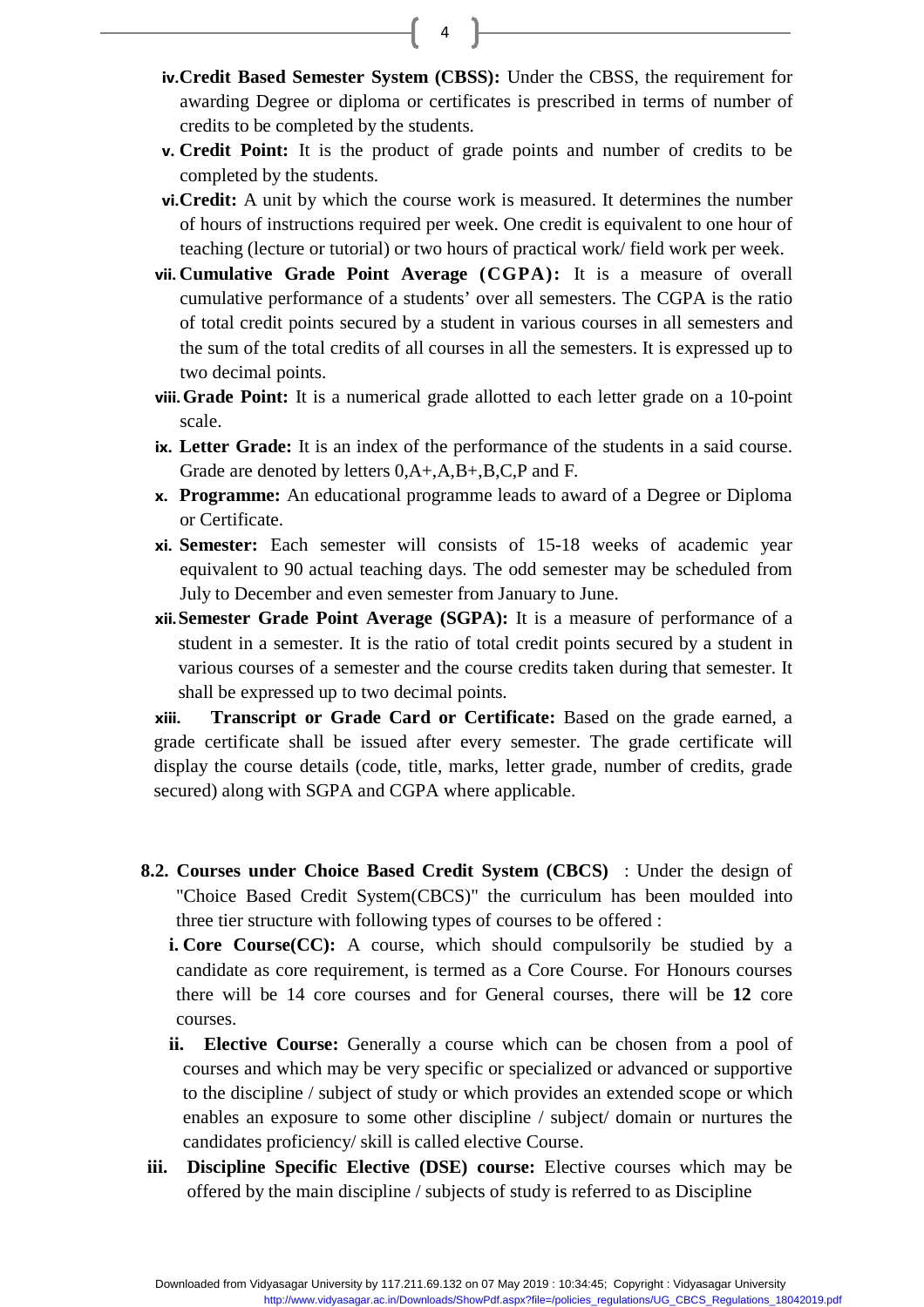iv. **Credit Based Semester System (CBSS):** Under the CBSS, the requirement for awarding Degree or diploma or certificates is prescribed in terms of number of credits to be completed by the students.

v. **Credit Point:** It is the product of grade points and number of credits to be completed by the students.

vi. **Credit:** A unit by which the course work is measured. It determines the number of hours of instructions required per week. One credit is equivalent to one hour of teaching (lecture or tutorial) or two hours of practical work/ field work per week.

vii. **Cumulative Grade Point Average (CGPA):** It is a measure of overall cumulative performance of a students' over all semesters. The CGPA is the ratio of total credit points secured by a student in various courses in all semesters and the sum of the total credits of all courses in all the semesters. It is expressed up to two decimal points.

viii. **Grade Point:** It is a numerical grade allotted to each letter grade on a 10-point scale.

ix. **Letter Grade:** It is an index of the performance of the students in a said course. Grade are denoted by letters 0,A+,A,B+,B,C,P and F.

x. **Programme:** An educational programme leads to award of a Degree or Diploma or Certificate.

xi. **Semester:** Each semester will consists of 15-18 weeks of academic year equivalent to 90 actual teaching days. The odd semester may be scheduled from July to December and even semester from January to June.

xii. **Semester Grade Point Average (SGPA):** It is a measure of performance of a student in a semester. It is the ratio of total credit points secured by a student in various courses of a semester and the course credits taken during that semester. It shall be expressed up to two decimal points.

xiii. **Transcript or Grade Card or Certificate:** Based on the grade earned, a grade certificate shall be issued after every semester. The grade certificate will display the course details (code, title, marks, letter grade, number of credits, grade secured) along with SGPA and CGPA where applicable.

**8.2. Courses under Choice Based Credit System (CBCS)** : Under the design of "Choice Based Credit System(CBCS)" the curriculum has been moulded into three tier structure with following types of courses to be offered :

i. **Core Course(CC):** A course, which should compulsorily be studied by a candidate as core requirement, is termed as a Core Course. For Honours courses there will be 14 core courses and for General courses, there will be **12** core courses.

ii. **Elective Course:** Generally a course which can be chosen from a pool of courses and which may be very specific or specialized or advanced or supportive to the discipline / subject of study or which provides an extended scope or which enables an exposure to some other discipline / subject/ domain or nurtures the candidates proficiency/ skill is called elective Course.

iii. **Discipline Specific Elective (DSE) course:** Elective courses which may be offered by the main discipline / subjects of study is referred to as Discipline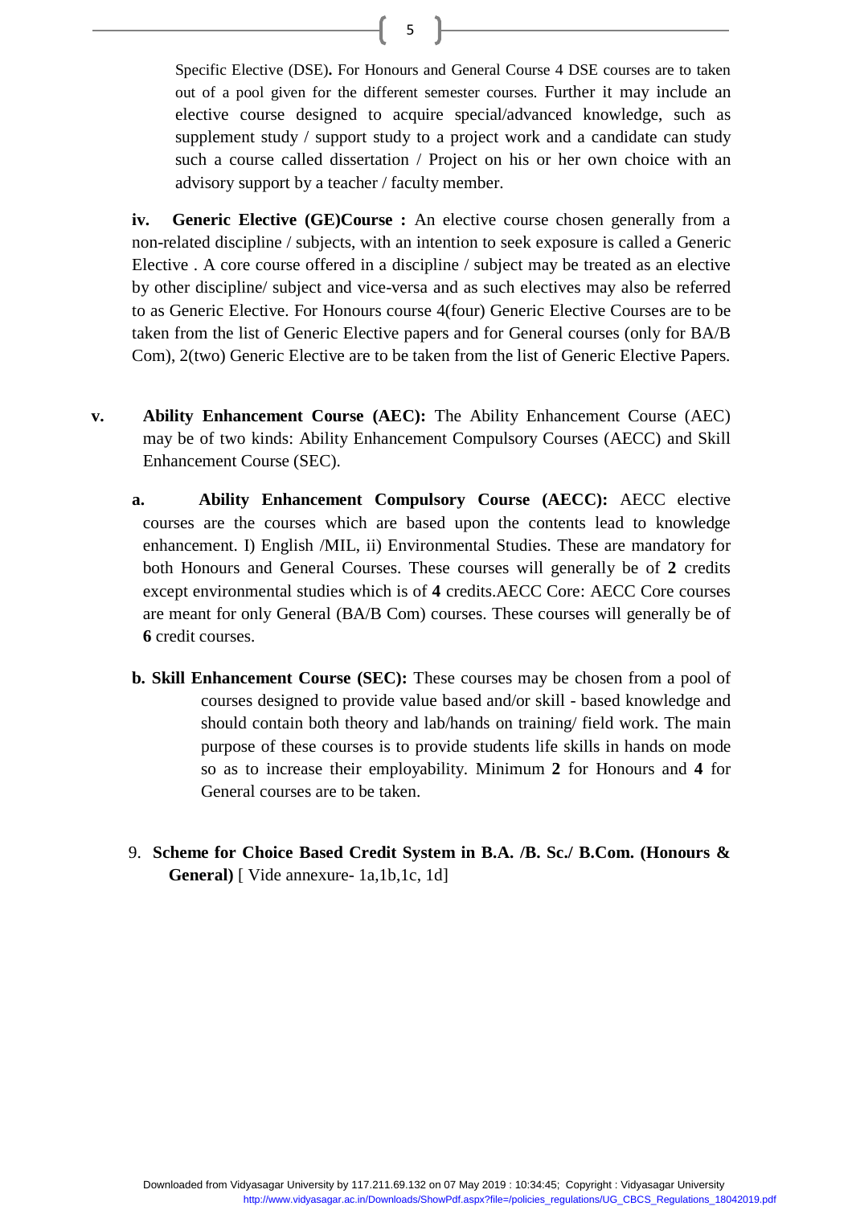Specific Elective (DSE). For Honours and General Course 4 DSE courses are to taken out of a pool given for the different semester courses. Further it may include an elective course designed to acquire special/advanced knowledge, such as supplement study / support study to a project work and a candidate can study such a course called dissertation / Project on his or her own choice with an advisory support by a teacher / faculty member.

**iv. Generic Elective (GE)Course :** An elective course chosen generally from a non-related discipline / subjects, with an intention to seek exposure is called a Generic Elective . A core course offered in a discipline / subject may be treated as an elective by other discipline/ subject and vice-versa and as such electives may also be referred to as Generic Elective. For Honours course 4(four) Generic Elective Courses are to be taken from the list of Generic Elective papers and for General courses (only for BA/B Com), 2(two) Generic Elective are to be taken from the list of Generic Elective Papers.

**v. Ability Enhancement Course (AEC):** The Ability Enhancement Course (AEC) may be of two kinds: Ability Enhancement Compulsory Courses (AECC) and Skill Enhancement Course (SEC).

**a. Ability Enhancement Compulsory Course (AECC):** AECC elective courses are the courses which are based upon the contents lead to knowledge enhancement. I) English /MIL, ii) Environmental Studies. These are mandatory for both Honours and General Courses. These courses will generally be of **2** credits except environmental studies which is of **4** credits.AECC Core: AECC Core courses are meant for only General (BA/B Com) courses. These courses will generally be of **6** credit courses.

**b. Skill Enhancement Course (SEC):** These courses may be chosen from a pool of courses designed to provide value based and/or skill - based knowledge and should contain both theory and lab/hands on training/ field work. The main purpose of these courses is to provide students life skills in hands on mode so as to increase their employability. Minimum **2** for Honours and **4** for General courses are to be taken.

9. **Scheme for Choice Based Credit System in B.A. /B. Sc./ B.Com. (Honours & General)** [ Vide annexure- 1a,1b,1c, 1d]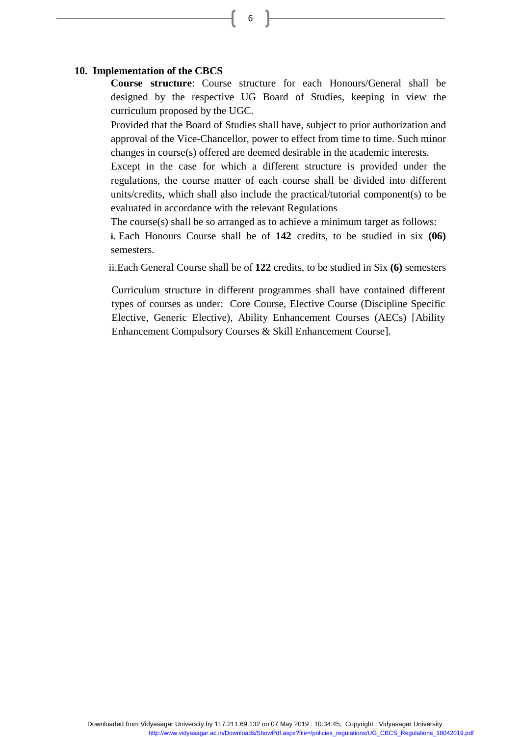## 10. Implementation of the CBCS

**Course structure**: Course structure for each Honours/General shall be designed by the respective UG Board of Studies, keeping in view the curriculum proposed by the UGC.

Provided that the Board of Studies shall have, subject to prior authorization and approval of the Vice-Chancellor, power to effect from time to time. Such minor changes in course(s) offered are deemed desirable in the academic interests.

Except in the case for which a different structure is provided under the regulations, the course matter of each course shall be divided into different units/credits, which shall also include the practical/tutorial component(s) to be evaluated in accordance with the relevant Regulations

The course(s) shall be so arranged as to achieve a minimum target as follows:

**i.** Each Honours Course shall be of **142** credits, to be studied in six **(06)** semesters.

ii. Each General Course shall be of **122** credits, to be studied in Six **(6)** semesters

Curriculum structure in different programmes shall have contained different types of courses as under: Core Course, Elective Course (Discipline Specific Elective, Generic Elective), Ability Enhancement Courses (AECs) [Ability Enhancement Compulsory Courses & Skill Enhancement Course].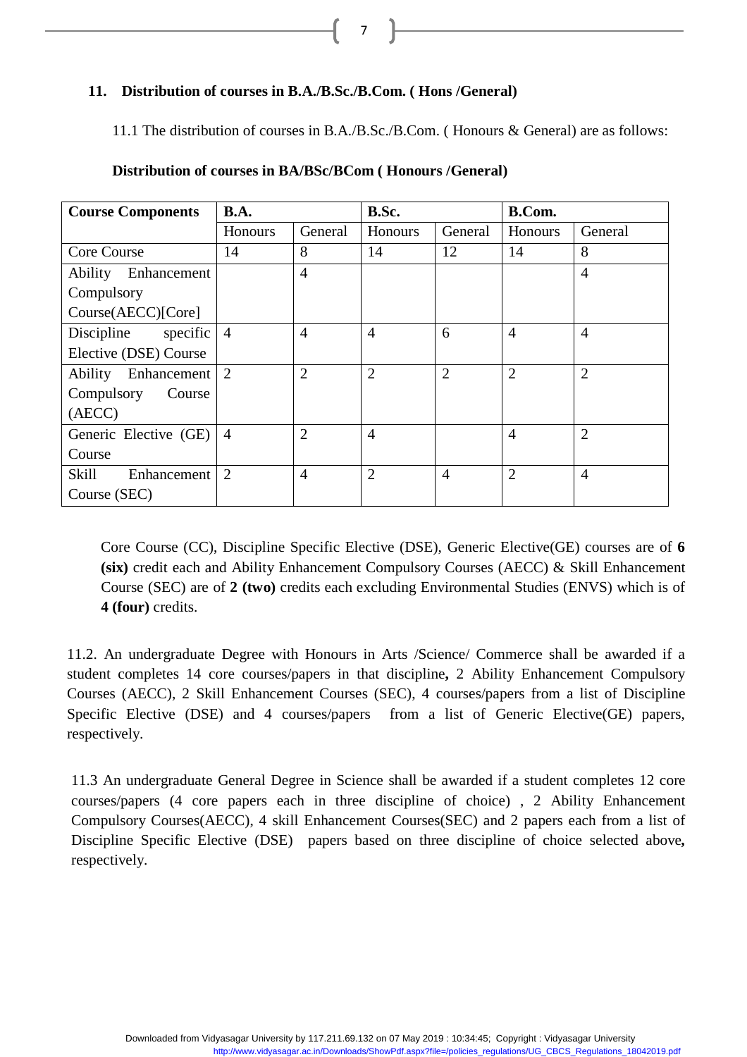## 11. Distribution of courses in B.A./B.Sc./B.Com. ( Hons /General)

11.1 The distribution of courses in B.A./B.Sc./B.Com. ( Honours & General) are as follows:

**Distribution of courses in BA/BSc/BCom ( Honours /General)**

| Course Components | B.A. | | B.Sc. | | B.Com. | |
|---|---|---|---|---|---|---|
| | Honours | General | Honours | General | Honours | General |
| Core Course | 14 | 8 | 14 | 12 | 14 | 8 |
| Ability Enhancement Compulsory Course(AECC)[Core] | | 4 | | | | 4 |
| Discipline specific Elective (DSE) Course | 4 | 4 | 4 | 6 | 4 | 4 |
| Ability Enhancement Compulsory Course (AECC) | 2 | 2 | 2 | 2 | 2 | 2 |
| Generic Elective (GE) Course | 4 | 2 | 4 | | 4 | 2 |
| Skill Enhancement Course (SEC) | 2 | 4 | 2 | 4 | 2 | 4 |

Core Course (CC), Discipline Specific Elective (DSE), Generic Elective(GE) courses are of **6 (six)** credit each and Ability Enhancement Compulsory Courses (AECC) & Skill Enhancement Course (SEC) are of **2 (two)** credits each excluding Environmental Studies (ENVS) which is of **4 (four)** credits.

11.2. An undergraduate Degree with Honours in Arts /Science/ Commerce shall be awarded if a student completes 14 core courses/papers in that discipline**,** 2 Ability Enhancement Compulsory Courses (AECC), 2 Skill Enhancement Courses (SEC), 4 courses/papers from a list of Discipline Specific Elective (DSE) and 4 courses/papers from a list of Generic Elective(GE) papers, respectively.

11.3 An undergraduate General Degree in Science shall be awarded if a student completes 12 core courses/papers (4 core papers each in three discipline of choice) , 2 Ability Enhancement Compulsory Courses(AECC), 4 skill Enhancement Courses(SEC) and 2 papers each from a list of Discipline Specific Elective (DSE) papers based on three discipline of choice selected above**,** respectively.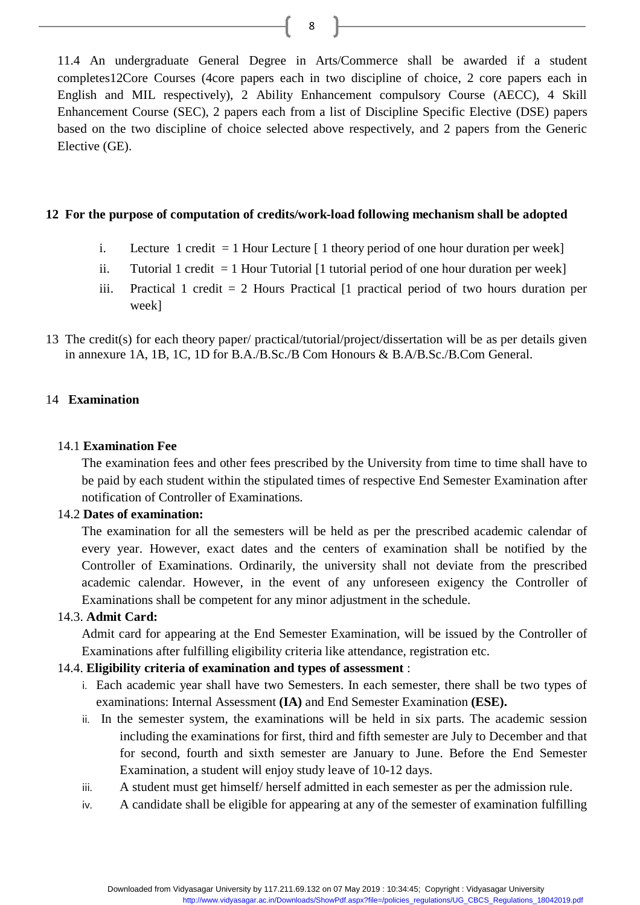11.4 An undergraduate General Degree in Arts/Commerce shall be awarded if a student completes12Core Courses (4core papers each in two discipline of choice, 2 core papers each in English and MIL respectively), 2 Ability Enhancement compulsory Course (AECC), 4 Skill Enhancement Course (SEC), 2 papers each from a list of Discipline Specific Elective (DSE) papers based on the two discipline of choice selected above respectively, and 2 papers from the Generic Elective (GE).

**12 For the purpose of computation of credits/work-load following mechanism shall be adopted**

- i. Lecture 1 credit = 1 Hour Lecture [ 1 theory period of one hour duration per week]
- ii. Tutorial 1 credit = 1 Hour Tutorial [1 tutorial period of one hour duration per week]
- iii. Practical 1 credit = 2 Hours Practical [1 practical period of two hours duration per week]

13 The credit(s) for each theory paper/ practical/tutorial/project/dissertation will be as per details given in annexure 1A, 1B, 1C, 1D for B.A./B.Sc./B Com Honours & B.A/B.Sc./B.Com General.

14 **Examination**

14.1 **Examination Fee**

The examination fees and other fees prescribed by the University from time to time shall have to be paid by each student within the stipulated times of respective End Semester Examination after notification of Controller of Examinations.

14.2 **Dates of examination:**

The examination for all the semesters will be held as per the prescribed academic calendar of every year. However, exact dates and the centers of examination shall be notified by the Controller of Examinations. Ordinarily, the university shall not deviate from the prescribed academic calendar. However, in the event of any unforeseen exigency the Controller of Examinations shall be competent for any minor adjustment in the schedule.

14.3. **Admit Card:**

Admit card for appearing at the End Semester Examination, will be issued by the Controller of Examinations after fulfilling eligibility criteria like attendance, registration etc.

14.4. **Eligibility criteria of examination and types of assessment** :

- i. Each academic year shall have two Semesters. In each semester, there shall be two types of examinations: Internal Assessment **(IA)** and End Semester Examination **(ESE).**
- ii. In the semester system, the examinations will be held in six parts. The academic session including the examinations for first, third and fifth semester are July to December and that for second, fourth and sixth semester are January to June. Before the End Semester Examination, a student will enjoy study leave of 10-12 days.
- iii. A student must get himself/ herself admitted in each semester as per the admission rule.
- iv. A candidate shall be eligible for appearing at any of the semester of examination fulfilling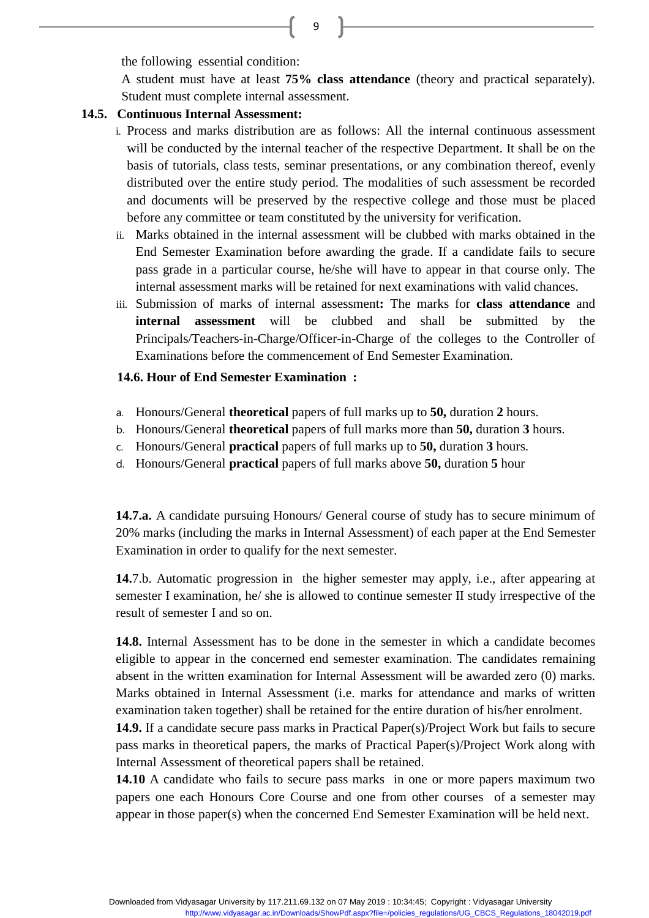the following essential condition:

A student must have at least **75% class attendance** (theory and practical separately). Student must complete internal assessment.

**14.5. Continuous Internal Assessment:**

i. Process and marks distribution are as follows: All the internal continuous assessment will be conducted by the internal teacher of the respective Department. It shall be on the basis of tutorials, class tests, seminar presentations, or any combination thereof, evenly distributed over the entire study period. The modalities of such assessment be recorded and documents will be preserved by the respective college and those must be placed before any committee or team constituted by the university for verification.

ii. Marks obtained in the internal assessment will be clubbed with marks obtained in the End Semester Examination before awarding the grade. If a candidate fails to secure pass grade in a particular course, he/she will have to appear in that course only. The internal assessment marks will be retained for next examinations with valid chances.

iii. Submission of marks of internal assessment**:** The marks for **class attendance** and **internal assessment** will be clubbed and shall be submitted by the Principals/Teachers-in-Charge/Officer-in-Charge of the colleges to the Controller of Examinations before the commencement of End Semester Examination.

**14.6. Hour of End Semester Examination :**

a. Honours/General **theoretical** papers of full marks up to **50,** duration **2** hours.
b. Honours/General **theoretical** papers of full marks more than **50,** duration **3** hours.
c. Honours/General **practical** papers of full marks up to **50,** duration **3** hours.
d. Honours/General **practical** papers of full marks above **50,** duration **5** hour

**14.7.a.** A candidate pursuing Honours/ General course of study has to secure minimum of 20% marks (including the marks in Internal Assessment) of each paper at the End Semester Examination in order to qualify for the next semester.

**14.**7.b. Automatic progression in the higher semester may apply, i.e., after appearing at semester I examination, he/ she is allowed to continue semester II study irrespective of the result of semester I and so on.

**14.8.** Internal Assessment has to be done in the semester in which a candidate becomes eligible to appear in the concerned end semester examination. The candidates remaining absent in the written examination for Internal Assessment will be awarded zero (0) marks. Marks obtained in Internal Assessment (i.e. marks for attendance and marks of written examination taken together) shall be retained for the entire duration of his/her enrolment.

**14.9.** If a candidate secure pass marks in Practical Paper(s)/Project Work but fails to secure pass marks in theoretical papers, the marks of Practical Paper(s)/Project Work along with Internal Assessment of theoretical papers shall be retained.

**14.10** A candidate who fails to secure pass marks in one or more papers maximum two papers one each Honours Core Course and one from other courses of a semester may appear in those paper(s) when the concerned End Semester Examination will be held next.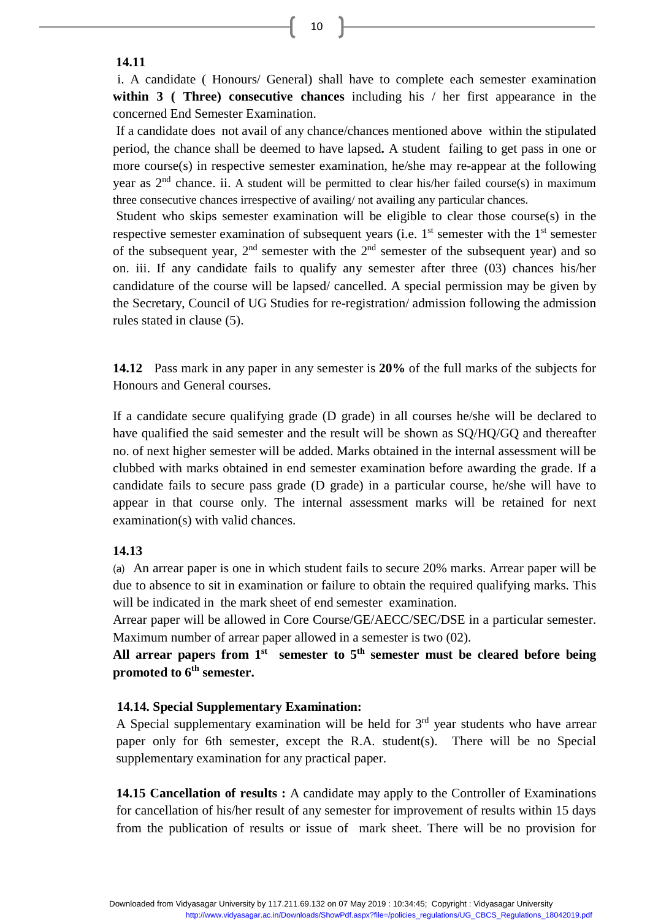**14.11**

i. A candidate ( Honours/ General) shall have to complete each semester examination **within 3 ( Three) consecutive chances** including his / her first appearance in the concerned End Semester Examination.

If a candidate does not avail of any chance/chances mentioned above within the stipulated period, the chance shall be deemed to have lapsed**.** A student failing to get pass in one or more course(s) in respective semester examination, he/she may re-appear at the following year as 2nd chance. ii. A student will be permitted to clear his/her failed course(s) in maximum three consecutive chances irrespective of availing/ not availing any particular chances.

Student who skips semester examination will be eligible to clear those course(s) in the respective semester examination of subsequent years (i.e. 1st semester with the 1st semester of the subsequent year, 2nd semester with the 2nd semester of the subsequent year) and so on. iii. If any candidate fails to qualify any semester after three (03) chances his/her candidature of the course will be lapsed/ cancelled. A special permission may be given by the Secretary, Council of UG Studies for re-registration/ admission following the admission rules stated in clause (5).

**14.12** Pass mark in any paper in any semester is **20%** of the full marks of the subjects for Honours and General courses.

If a candidate secure qualifying grade (D grade) in all courses he/she will be declared to have qualified the said semester and the result will be shown as SQ/HQ/GQ and thereafter no. of next higher semester will be added. Marks obtained in the internal assessment will be clubbed with marks obtained in end semester examination before awarding the grade. If a candidate fails to secure pass grade (D grade) in a particular course, he/she will have to appear in that course only. The internal assessment marks will be retained for next examination(s) with valid chances.

**14.13**

(a) An arrear paper is one in which student fails to secure 20% marks. Arrear paper will be due to absence to sit in examination or failure to obtain the required qualifying marks. This will be indicated in the mark sheet of end semester examination.

Arrear paper will be allowed in Core Course/GE/AECC/SEC/DSE in a particular semester. Maximum number of arrear paper allowed in a semester is two (02).

**All arrear papers from 1st semester to 5th semester must be cleared before being promoted to 6th semester.**

**14.14. Special Supplementary Examination:**

A Special supplementary examination will be held for 3rd year students who have arrear paper only for 6th semester, except the R.A. student(s). There will be no Special supplementary examination for any practical paper.

**14.15 Cancellation of results :** A candidate may apply to the Controller of Examinations for cancellation of his/her result of any semester for improvement of results within 15 days from the publication of results or issue of mark sheet. There will be no provision for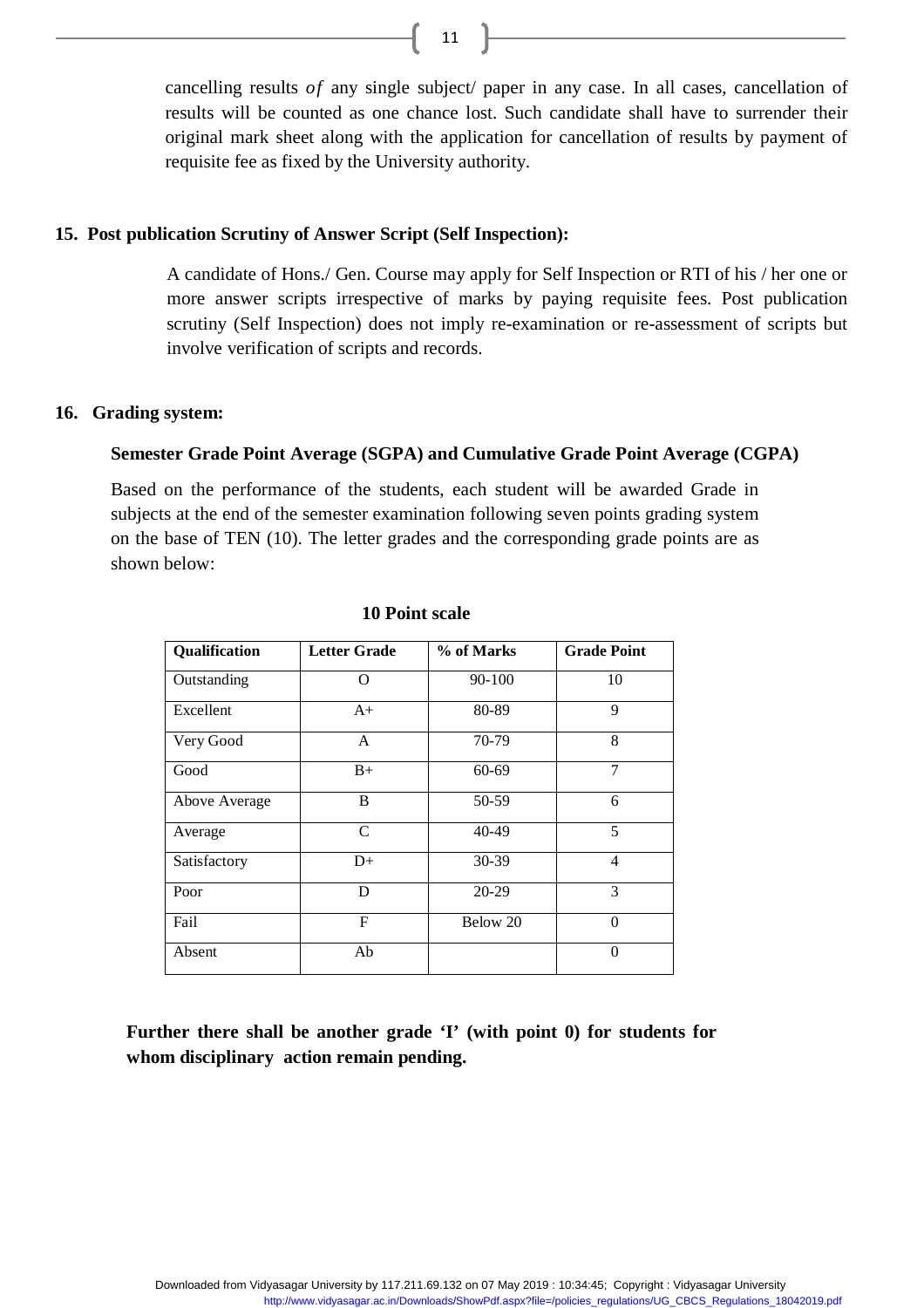cancelling results *of* any single subject/ paper in any case. In all cases, cancellation of results will be counted as one chance lost. Such candidate shall have to surrender their original mark sheet along with the application for cancellation of results by payment of requisite fee as fixed by the University authority.

## 15. Post publication Scrutiny of Answer Script (Self Inspection):

A candidate of Hons./ Gen. Course may apply for Self Inspection or RTI of his / her one or more answer scripts irrespective of marks by paying requisite fees. Post publication scrutiny (Self Inspection) does not imply re-examination or re-assessment of scripts but involve verification of scripts and records.

## 16. Grading system:

### Semester Grade Point Average (SGPA) and Cumulative Grade Point Average (CGPA)

Based on the performance of the students, each student will be awarded Grade in subjects at the end of the semester examination following seven points grading system on the base of TEN (10). The letter grades and the corresponding grade points are as shown below:

**10 Point scale**

| Qualification | Letter Grade | % of Marks | Grade Point |
|---|---|---|---|
| Outstanding | O | 90-100 | 10 |
| Excellent | A+ | 80-89 | 9 |
| Very Good | A | 70-79 | 8 |
| Good | B+ | 60-69 | 7 |
| Above Average | B | 50-59 | 6 |
| Average | C | 40-49 | 5 |
| Satisfactory | D+ | 30-39 | 4 |
| Poor | D | 20-29 | 3 |
| Fail | F | Below 20 | 0 |
| Absent | Ab | | 0 |

**Further there shall be another grade 'I' (with point 0) for students for whom disciplinary action remain pending.**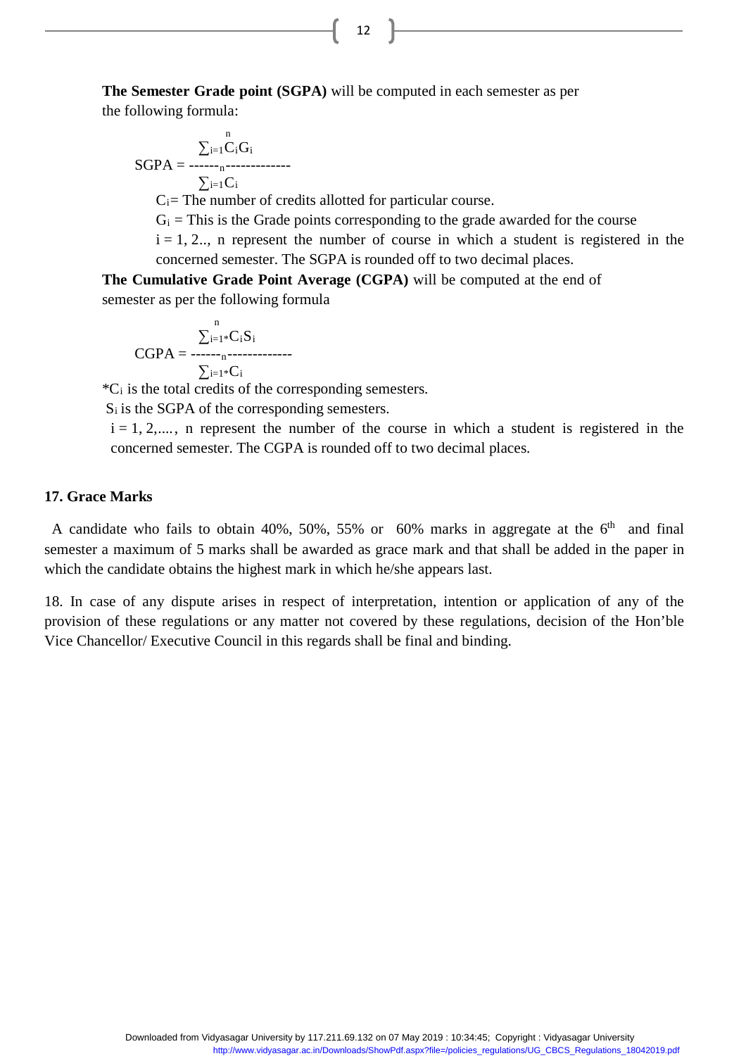**The Semester Grade point (SGPA)** will be computed in each semester as per the following formula:

$$SGPA = \frac{\sum_{i=1}^{n} C_i G_i}{\sum_{i=1}^{n} C_i}$$

$C_i$= The number of credits allotted for particular course.

$G_i$ = This is the Grade points corresponding to the grade awarded for the course

i = 1, 2.., n represent the number of course in which a student is registered in the concerned semester. The SGPA is rounded off to two decimal places.

**The Cumulative Grade Point Average (CGPA)** will be computed at the end of semester as per the following formula

$$CGPA = \frac{\sum_{i=1^*}^{n} C_i S_i}{\sum_{i=1^*}^{n} C_i}$$

*$C_i$ is the total credits of the corresponding semesters.

$S_i$ is the SGPA of the corresponding semesters.

i = 1, 2,...., n represent the number of the course in which a student is registered in the concerned semester. The CGPA is rounded off to two decimal places.

## 17. Grace Marks

A candidate who fails to obtain 40%, 50%, 55% or 60% marks in aggregate at the 6th and final semester a maximum of 5 marks shall be awarded as grace mark and that shall be added in the paper in which the candidate obtains the highest mark in which he/she appears last.

18. In case of any dispute arises in respect of interpretation, intention or application of any of the provision of these regulations or any matter not covered by these regulations, decision of the Hon'ble Vice Chancellor/ Executive Council in this regards shall be final and binding.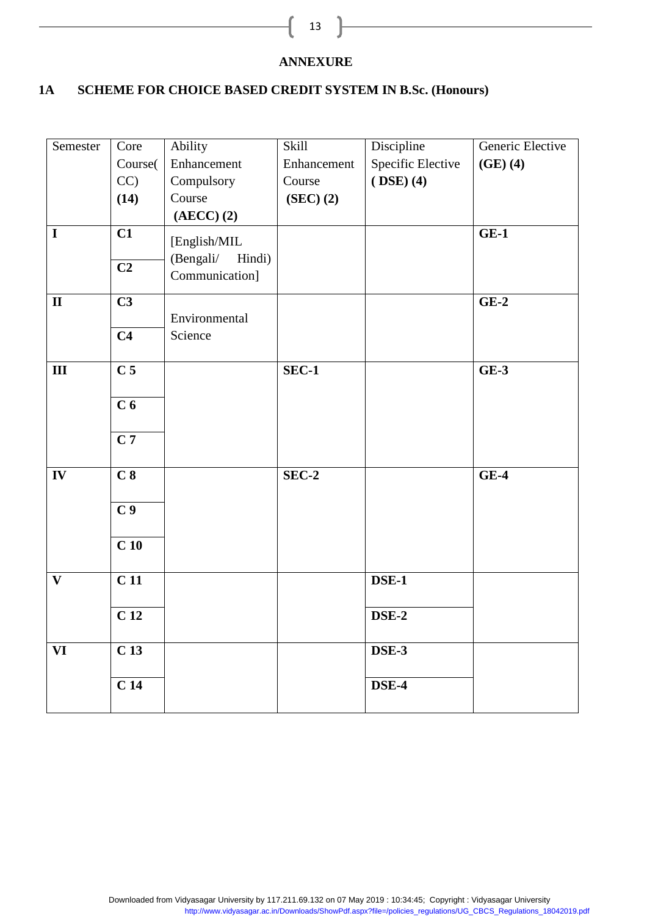**ANNEXURE**

## 1A SCHEME FOR CHOICE BASED CREDIT SYSTEM IN B.Sc. (Honours)

| Semester | Core Course(CC) **(14)** | Ability Enhancement Compulsory Course **(AECC) (2)** | Skill Enhancement Course **(SEC) (2)** | Discipline Specific Elective **( DSE) (4)** | Generic Elective **(GE) (4)** |
|---|---|---|---|---|---|
| **I** | **C1** | [English/MIL (Bengali/ Hindi) Communication] | | | **GE-1** |
| | **C2** | | | | |
| **II** | **C3** | Environmental Science | | | **GE-2** |
| | **C4** | | | | |
| **III** | **C 5** | | **SEC-1** | | **GE-3** |
| | **C 6** | | | | |
| | **C 7** | | | | |
| **IV** | **C 8** | | **SEC-2** | | **GE-4** |
| | **C 9** | | | | |
| | **C 10** | | | | |
| **V** | **C 11** | | | **DSE-1** | |
| | **C 12** | | | **DSE-2** | |
| **VI** | **C 13** | | | **DSE-3** | |
| | **C 14** | | | **DSE-4** | |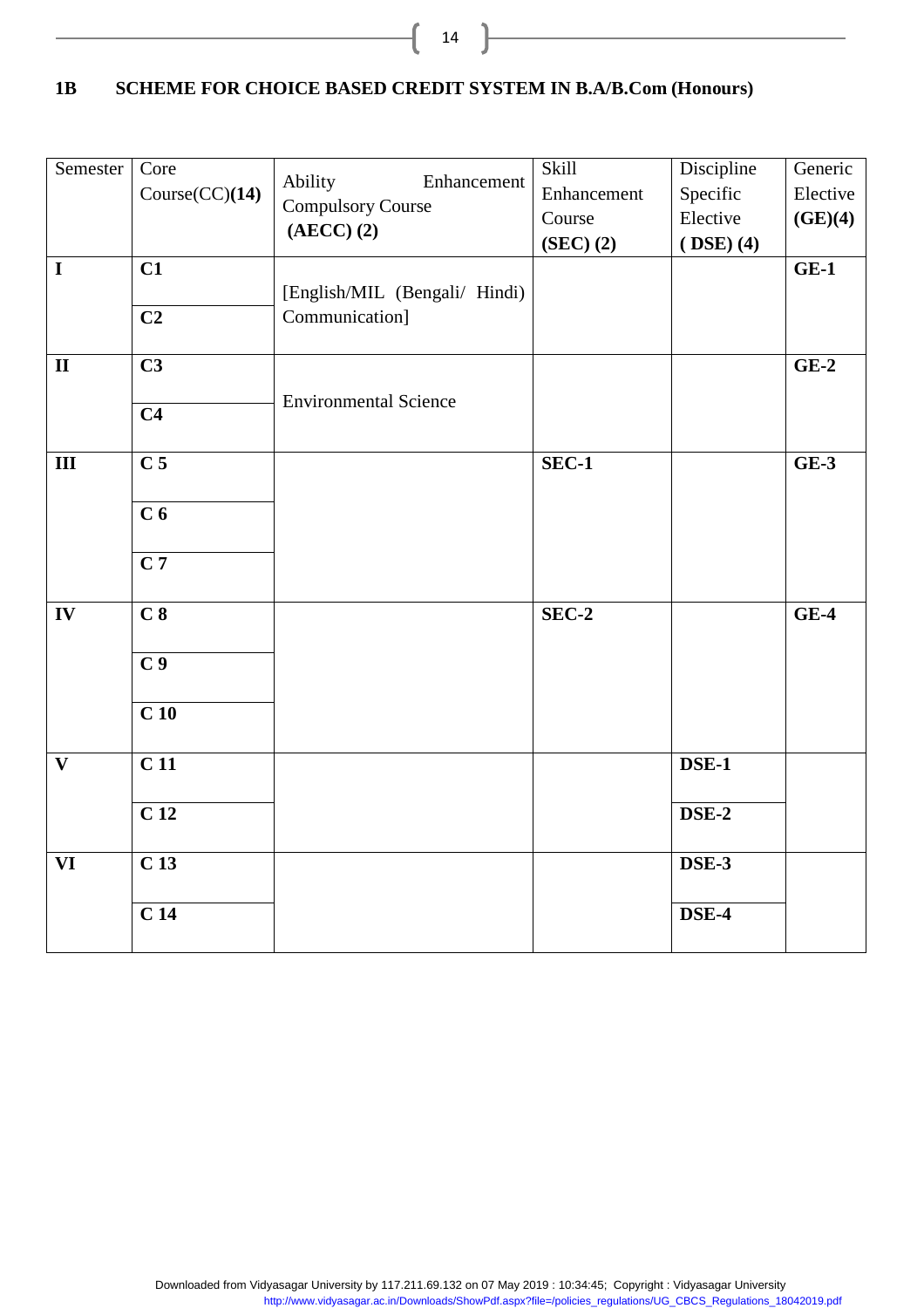## 1B SCHEME FOR CHOICE BASED CREDIT SYSTEM IN B.A/B.Com (Honours)

| Semester | Core Course(CC)**(14)** | Ability Enhancement Compulsory Course **(AECC) (2)** | Skill Enhancement Course **(SEC) (2)** | Discipline Specific Elective **( DSE) (4)** | Generic Elective **(GE)(4)** |
|---|---|---|---|---|---|
| **I** | **C1** | [English/MIL (Bengali/ Hindi) Communication] | | | **GE-1** |
| | **C2** | | | | |
| **II** | **C3** | Environmental Science | | | **GE-2** |
| | **C4** | | | | |
| **III** | **C 5** | | **SEC-1** | | **GE-3** |
| | **C 6** | | | | |
| | **C 7** | | | | |
| **IV** | **C 8** | | **SEC-2** | | **GE-4** |
| | **C 9** | | | | |
| | **C 10** | | | | |
| **V** | **C 11** | | | **DSE-1** | |
| | **C 12** | | | **DSE-2** | |
| **VI** | **C 13** | | | **DSE-3** | |
| | **C 14** | | | **DSE-4** | |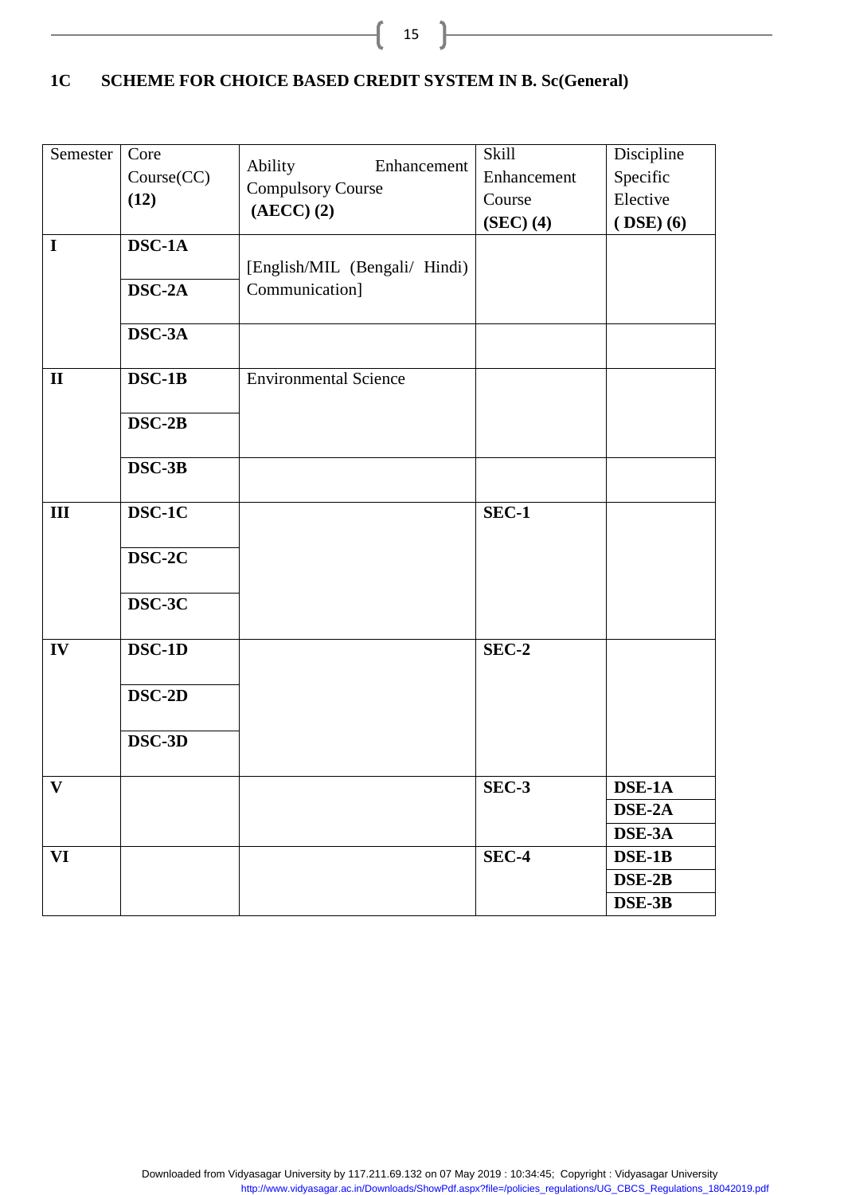## 1C SCHEME FOR CHOICE BASED CREDIT SYSTEM IN B. Sc(General)

| Semester | Core Course(CC) **(12)** | Ability Enhancement Compulsory Course **(AECC) (2)** | Skill Enhancement Course **(SEC) (4)** | Discipline Specific Elective **( DSE) (6)** |
|---|---|---|---|---|
| **I** | **DSC-1A** | [English/MIL (Bengali/ Hindi) Communication] | | |
| | **DSC-2A** | | | |
| | **DSC-3A** | | | |
| **II** | **DSC-1B** | Environmental Science | | |
| | **DSC-2B** | | | |
| | **DSC-3B** | | | |
| **III** | **DSC-1C** | | **SEC-1** | |
| | **DSC-2C** | | | |
| | **DSC-3C** | | | |
| **IV** | **DSC-1D** | | **SEC-2** | |
| | **DSC-2D** | | | |
| | **DSC-3D** | | | |
| **V** | | | **SEC-3** | **DSE-1A** |
| | | | | **DSE-2A** |
| | | | | **DSE-3A** |
| **VI** | | | **SEC-4** | **DSE-1B** |
| | | | | **DSE-2B** |
| | | | | **DSE-3B** |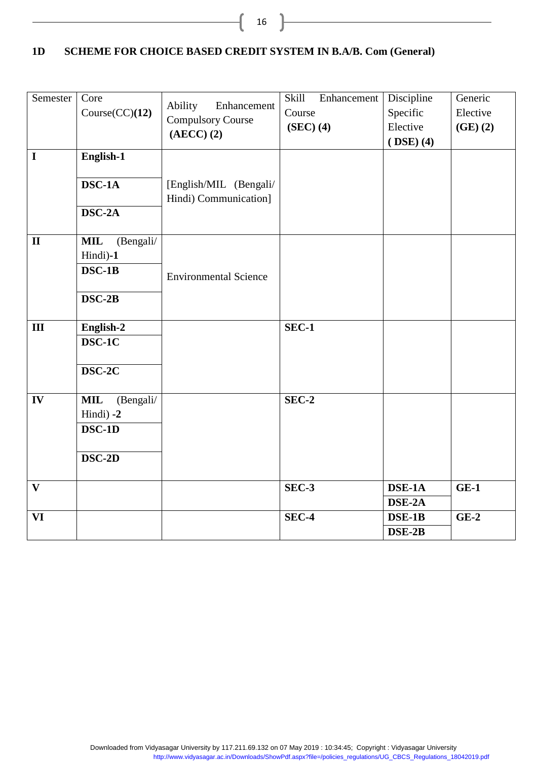## 1D SCHEME FOR CHOICE BASED CREDIT SYSTEM IN B.A/B. Com (General)

| Semester | Core Course(CC)**(12)** | Ability Enhancement Compulsory Course **(AECC) (2)** | Skill Enhancement Course **(SEC) (4)** | Discipline Specific Elective **( DSE) (4)** | Generic Elective **(GE) (2)** |
|---|---|---|---|---|---|
| **I** | **English-1** | [English/MIL (Bengali/ Hindi) Communication] | | | |
| | **DSC-1A** | | | | |
| | **DSC-2A** | | | | |
| **II** | **MIL** (Bengali/ Hindi)**-1** | Environmental Science | | | |
| | **DSC-1B** | | | | |
| | **DSC-2B** | | | | |
| **III** | **English-2** | | **SEC-1** | | |
| | **DSC-1C** | | | | |
| | **DSC-2C** | | | | |
| **IV** | **MIL** (Bengali/ Hindi) **-2** | | **SEC-2** | | |
| | **DSC-1D** | | | | |
| | **DSC-2D** | | | | |
| **V** | | | **SEC-3** | **DSE-1A** | **GE-1** |
| | | | | **DSE-2A** | |
| **VI** | | | **SEC-4** | **DSE-1B** | **GE-2** |
| | | | | **DSE-2B** | |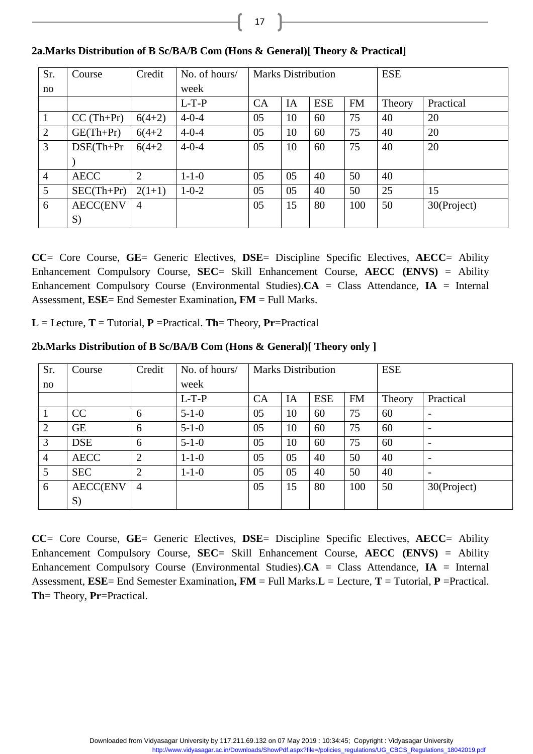**2a.Marks Distribution of B Sc/BA/B Com (Hons & General)[ Theory & Practical]**

| Sr. no | Course | Credit | No. of hours/ week | Marks Distribution | | | | ESE | |
|---|---|---|---|---|---|---|---|---|---|
| | | | L-T-P | CA | IA | ESE | FM | Theory | Practical |
| 1 | CC (Th+Pr) | 6(4+2) | 4-0-4 | 05 | 10 | 60 | 75 | 40 | 20 |
| 2 | GE(Th+Pr) | 6(4+2 | 4-0-4 | 05 | 10 | 60 | 75 | 40 | 20 |
| 3 | DSE(Th+Pr ) | 6(4+2 | 4-0-4 | 05 | 10 | 60 | 75 | 40 | 20 |
| 4 | AECC | 2 | 1-1-0 | 05 | 05 | 40 | 50 | 40 | |
| 5 | SEC(Th+Pr) | 2(1+1) | 1-0-2 | 05 | 05 | 40 | 50 | 25 | 15 |
| 6 | AECC(ENV S) | 4 | | 05 | 15 | 80 | 100 | 50 | 30(Project) |

**CC**= Core Course, **GE**= Generic Electives, **DSE**= Discipline Specific Electives, **AECC**= Ability Enhancement Compulsory Course, **SEC**= Skill Enhancement Course, **AECC (ENVS)** = Ability Enhancement Compulsory Course (Environmental Studies).**CA** = Class Attendance, **IA** = Internal Assessment, **ESE**= End Semester Examination**, FM** = Full Marks.

**L** = Lecture, **T** = Tutorial, **P** =Practical. **Th**= Theory, **Pr**=Practical

**2b.Marks Distribution of B Sc/BA/B Com (Hons & General)[ Theory only ]**

| Sr. no | Course | Credit | No. of hours/ week | Marks Distribution | | | | ESE | |
|---|---|---|---|---|---|---|---|---|---|
| | | | L-T-P | CA | IA | ESE | FM | Theory | Practical |
| 1 | CC | 6 | 5-1-0 | 05 | 10 | 60 | 75 | 60 | - |
| 2 | GE | 6 | 5-1-0 | 05 | 10 | 60 | 75 | 60 | - |
| 3 | DSE | 6 | 5-1-0 | 05 | 10 | 60 | 75 | 60 | - |
| 4 | AECC | 2 | 1-1-0 | 05 | 05 | 40 | 50 | 40 | - |
| 5 | SEC | 2 | 1-1-0 | 05 | 05 | 40 | 50 | 40 | - |
| 6 | AECC(ENV S) | 4 | | 05 | 15 | 80 | 100 | 50 | 30(Project) |

**CC**= Core Course, **GE**= Generic Electives, **DSE**= Discipline Specific Electives, **AECC**= Ability Enhancement Compulsory Course, **SEC**= Skill Enhancement Course, **AECC (ENVS)** = Ability Enhancement Compulsory Course (Environmental Studies).**CA** = Class Attendance, **IA** = Internal Assessment, **ESE**= End Semester Examination**, FM** = Full Marks.**L** = Lecture, **T** = Tutorial, **P** =Practical. **Th**= Theory, **Pr**=Practical.